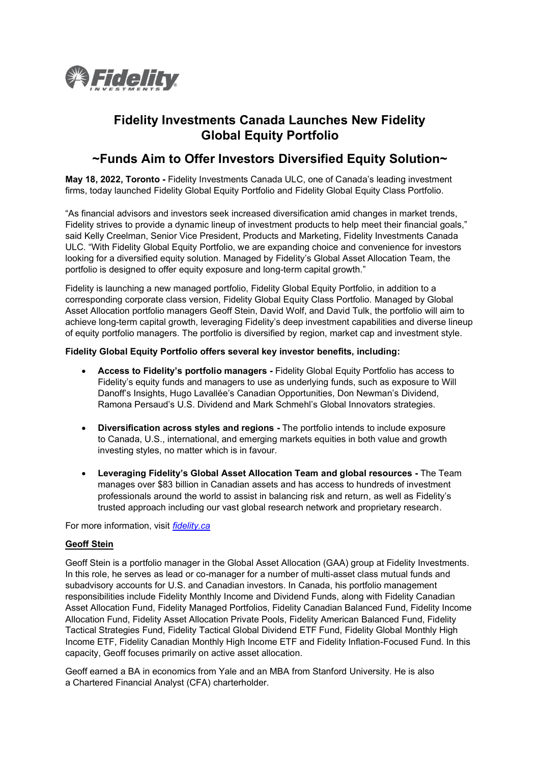# Fidelity Investments Canada Launches New Fidelity Global Equity Portfolio

## ~Funds Aim to Offer Investors Diversified Equity Solution~

**May 18, 2022, Toronto -** Fidelity Investments Canada ULC, one of Canada's leading investment firms, today launched Fidelity Global Equity Portfolio and Fidelity Global Equity Class Portfolio.

"As financial advisors and investors seek increased diversification amid changes in market trends, Fidelity strives to provide a dynamic lineup of investment products to help meet their financial goals," said Kelly Creelman, Senior Vice President, Products and Marketing, Fidelity Investments Canada ULC. "With Fidelity Global Equity Portfolio, we are expanding choice and convenience for investors looking for a diversified equity solution. Managed by Fidelity's Global Asset Allocation Team, the portfolio is designed to offer equity exposure and long-term capital growth."

Fidelity is launching a new managed portfolio, Fidelity Global Equity Portfolio, in addition to a corresponding corporate class version, Fidelity Global Equity Class Portfolio. Managed by Global Asset Allocation portfolio managers Geoff Stein, David Wolf, and David Tulk, the portfolio will aim to achieve long-term capital growth, leveraging Fidelity's deep investment capabilities and diverse lineup of equity portfolio managers. The portfolio is diversified by region, market cap and investment style.

**Fidelity Global Equity Portfolio offers several key investor benefits, including:**

- **Access to Fidelity's portfolio managers -** Fidelity Global Equity Portfolio has access to Fidelity's equity funds and managers to use as underlying funds, such as exposure to Will Danoff's Insights, Hugo Lavallée's Canadian Opportunities, Don Newman's Dividend, Ramona Persaud's U.S. Dividend and Mark Schmehl's Global Innovators strategies.
- **Diversification across styles and regions -** The portfolio intends to include exposure to Canada, U.S., international, and emerging markets equities in both value and growth investing styles, no matter which is in favour.
- **Leveraging Fidelity's Global Asset Allocation Team and global resources -** The Team manages over $83 billion in Canadian assets and has access to hundreds of investment professionals around the world to assist in balancing risk and return, as well as Fidelity's trusted approach including our vast global research network and proprietary research.

For more information, visit *fidelity.ca*

**Geoff Stein**

Geoff Stein is a portfolio manager in the Global Asset Allocation (GAA) group at Fidelity Investments. In this role, he serves as lead or co-manager for a number of multi-asset class mutual funds and subadvisory accounts for U.S. and Canadian investors. In Canada, his portfolio management responsibilities include Fidelity Monthly Income and Dividend Funds, along with Fidelity Canadian Asset Allocation Fund, Fidelity Managed Portfolios, Fidelity Canadian Balanced Fund, Fidelity Income Allocation Fund, Fidelity Asset Allocation Private Pools, Fidelity American Balanced Fund, Fidelity Tactical Strategies Fund, Fidelity Tactical Global Dividend ETF Fund, Fidelity Global Monthly High Income ETF, Fidelity Canadian Monthly High Income ETF and Fidelity Inflation-Focused Fund. In this capacity, Geoff focuses primarily on active asset allocation.

Geoff earned a BA in economics from Yale and an MBA from Stanford University. He is also a Chartered Financial Analyst (CFA) charterholder.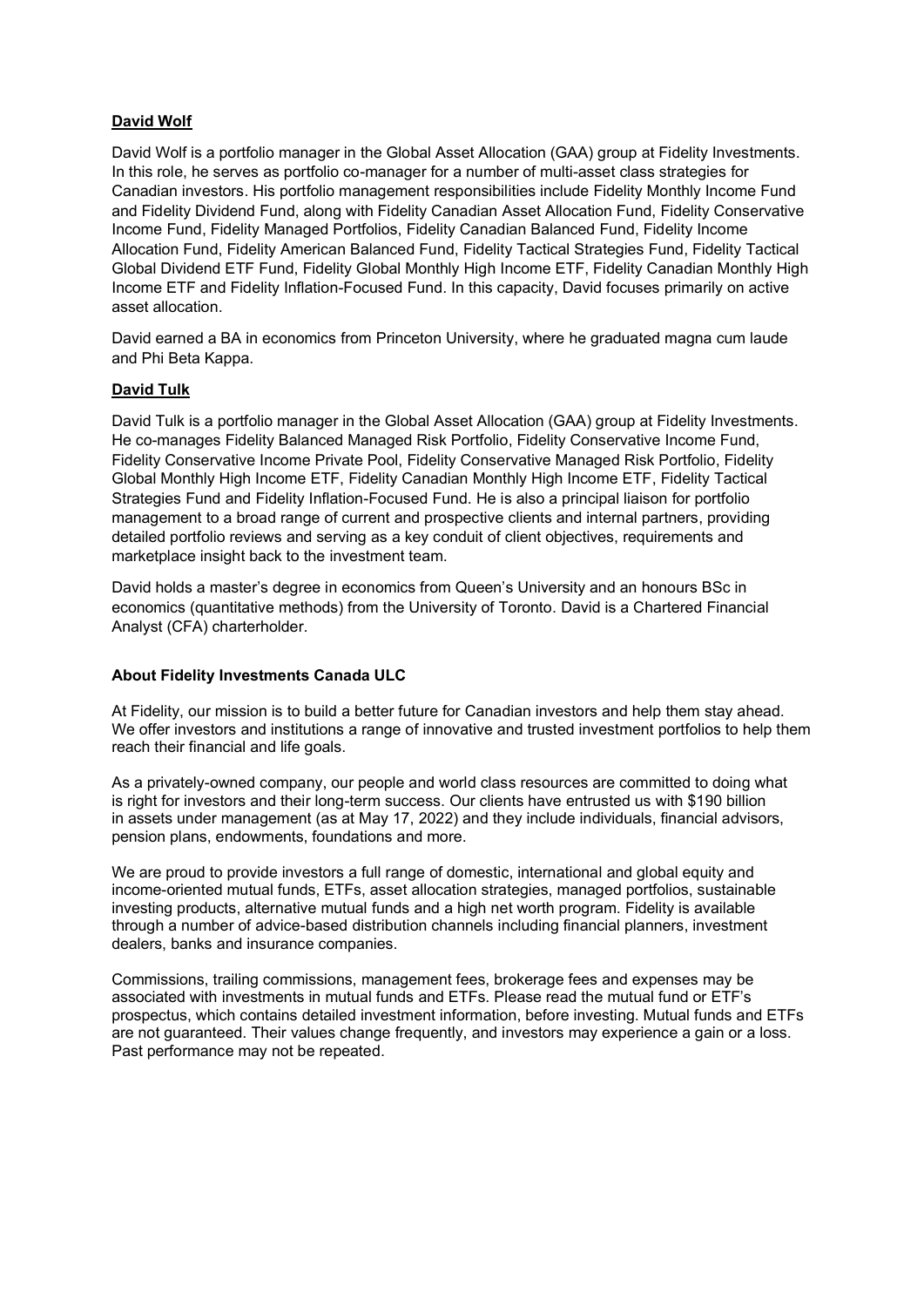**David Wolf**

David Wolf is a portfolio manager in the Global Asset Allocation (GAA) group at Fidelity Investments. In this role, he serves as portfolio co-manager for a number of multi-asset class strategies for Canadian investors. His portfolio management responsibilities include Fidelity Monthly Income Fund and Fidelity Dividend Fund, along with Fidelity Canadian Asset Allocation Fund, Fidelity Conservative Income Fund, Fidelity Managed Portfolios, Fidelity Canadian Balanced Fund, Fidelity Income Allocation Fund, Fidelity American Balanced Fund, Fidelity Tactical Strategies Fund, Fidelity Tactical Global Dividend ETF Fund, Fidelity Global Monthly High Income ETF, Fidelity Canadian Monthly High Income ETF and Fidelity Inflation-Focused Fund. In this capacity, David focuses primarily on active asset allocation.

David earned a BA in economics from Princeton University, where he graduated magna cum laude and Phi Beta Kappa.

**David Tulk**

David Tulk is a portfolio manager in the Global Asset Allocation (GAA) group at Fidelity Investments. He co-manages Fidelity Balanced Managed Risk Portfolio, Fidelity Conservative Income Fund, Fidelity Conservative Income Private Pool, Fidelity Conservative Managed Risk Portfolio, Fidelity Global Monthly High Income ETF, Fidelity Canadian Monthly High Income ETF, Fidelity Tactical Strategies Fund and Fidelity Inflation-Focused Fund. He is also a principal liaison for portfolio management to a broad range of current and prospective clients and internal partners, providing detailed portfolio reviews and serving as a key conduit of client objectives, requirements and marketplace insight back to the investment team.

David holds a master's degree in economics from Queen's University and an honours BSc in economics (quantitative methods) from the University of Toronto. David is a Chartered Financial Analyst (CFA) charterholder.

**About Fidelity Investments Canada ULC**

At Fidelity, our mission is to build a better future for Canadian investors and help them stay ahead. We offer investors and institutions a range of innovative and trusted investment portfolios to help them reach their financial and life goals.

As a privately-owned company, our people and world class resources are committed to doing what is right for investors and their long-term success. Our clients have entrusted us with $190 billion in assets under management (as at May 17, 2022) and they include individuals, financial advisors, pension plans, endowments, foundations and more.

We are proud to provide investors a full range of domestic, international and global equity and income-oriented mutual funds, ETFs, asset allocation strategies, managed portfolios, sustainable investing products, alternative mutual funds and a high net worth program. Fidelity is available through a number of advice-based distribution channels including financial planners, investment dealers, banks and insurance companies.

Commissions, trailing commissions, management fees, brokerage fees and expenses may be associated with investments in mutual funds and ETFs. Please read the mutual fund or ETF's prospectus, which contains detailed investment information, before investing. Mutual funds and ETFs are not guaranteed. Their values change frequently, and investors may experience a gain or a loss. Past performance may not be repeated.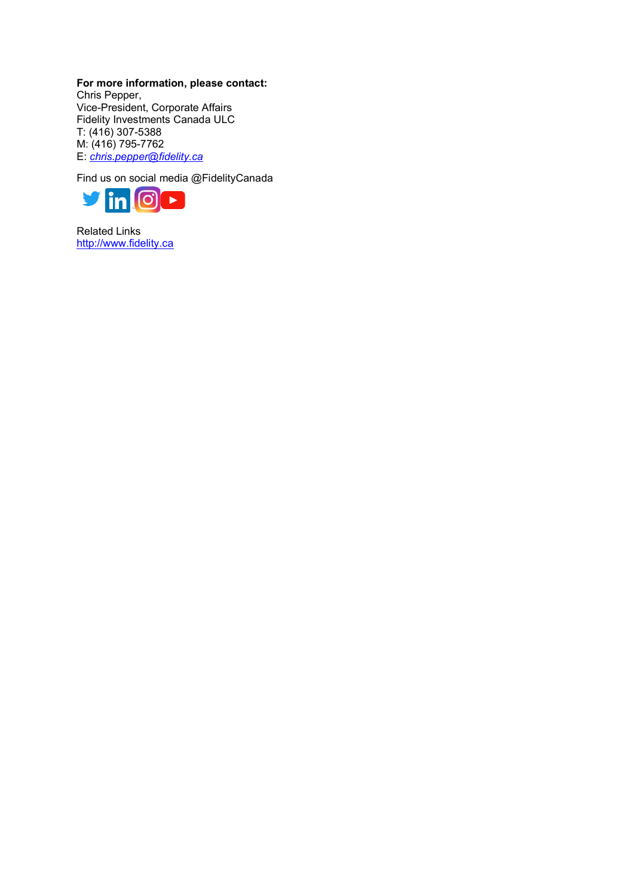**For more information, please contact:**
Chris Pepper,
Vice-President, Corporate Affairs
Fidelity Investments Canada ULC
T: (416) 307-5388
M: (416) 795-7762
E: *chris.pepper@fidelity.ca*

Find us on social media @FidelityCanada

Related Links
http://www.fidelity.ca